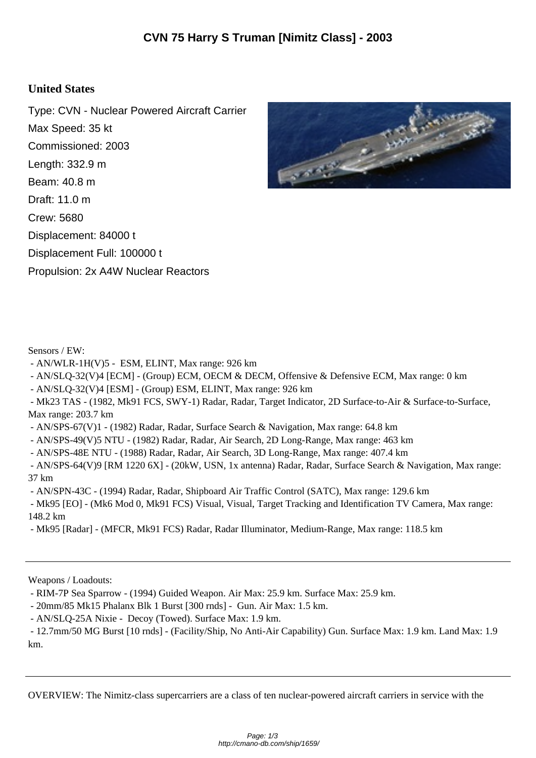# CVN 75 Harry S Truman [Nimitz Class] - 2003

## United States

Type: CVN - Nuclear Powered Aircraft Carrier

Max Speed: 35 kt

Commissioned: 2003

Length: 332.9 m

Beam: 40.8 m

Draft: 11.0 m

Crew: 5680

Displacement: 84000 t

Displacement Full: 100000 t

Propulsion: 2x A4W Nuclear Reactors

Sensors / EW:

- AN/WLR-1H(V)5 - ESM, ELINT, Max range: 926 km
- AN/SLQ-32(V)4 [ECM] - (Group) ECM, OECM & DECM, Offensive & Defensive ECM, Max range: 0 km
- AN/SLQ-32(V)4 [ESM] - (Group) ESM, ELINT, Max range: 926 km
- Mk23 TAS - (1982, Mk91 FCS, SWY-1) Radar, Radar, Target Indicator, 2D Surface-to-Air & Surface-to-Surface, Max range: 203.7 km
- AN/SPS-67(V)1 - (1982) Radar, Radar, Surface Search & Navigation, Max range: 64.8 km
- AN/SPS-49(V)5 NTU - (1982) Radar, Radar, Air Search, 2D Long-Range, Max range: 463 km
- AN/SPS-48E NTU - (1988) Radar, Radar, Air Search, 3D Long-Range, Max range: 407.4 km
- AN/SPS-64(V)9 [RM 1220 6X] - (20kW, USN, 1x antenna) Radar, Radar, Surface Search & Navigation, Max range: 37 km
- AN/SPN-43C - (1994) Radar, Radar, Shipboard Air Traffic Control (SATC), Max range: 129.6 km
- Mk95 [EO] - (Mk6 Mod 0, Mk91 FCS) Visual, Visual, Target Tracking and Identification TV Camera, Max range: 148.2 km
- Mk95 [Radar] - (MFCR, Mk91 FCS) Radar, Radar Illuminator, Medium-Range, Max range: 118.5 km

---

Weapons / Loadouts:

- RIM-7P Sea Sparrow - (1994) Guided Weapon. Air Max: 25.9 km. Surface Max: 25.9 km.
- 20mm/85 Mk15 Phalanx Blk 1 Burst [300 rnds] - Gun. Air Max: 1.5 km.
- AN/SLQ-25A Nixie - Decoy (Towed). Surface Max: 1.9 km.
- 12.7mm/50 MG Burst [10 rnds] - (Facility/Ship, No Anti-Air Capability) Gun. Surface Max: 1.9 km. Land Max: 1.9 km.

---

OVERVIEW: The Nimitz-class supercarriers are a class of ten nuclear-powered aircraft carriers in service with the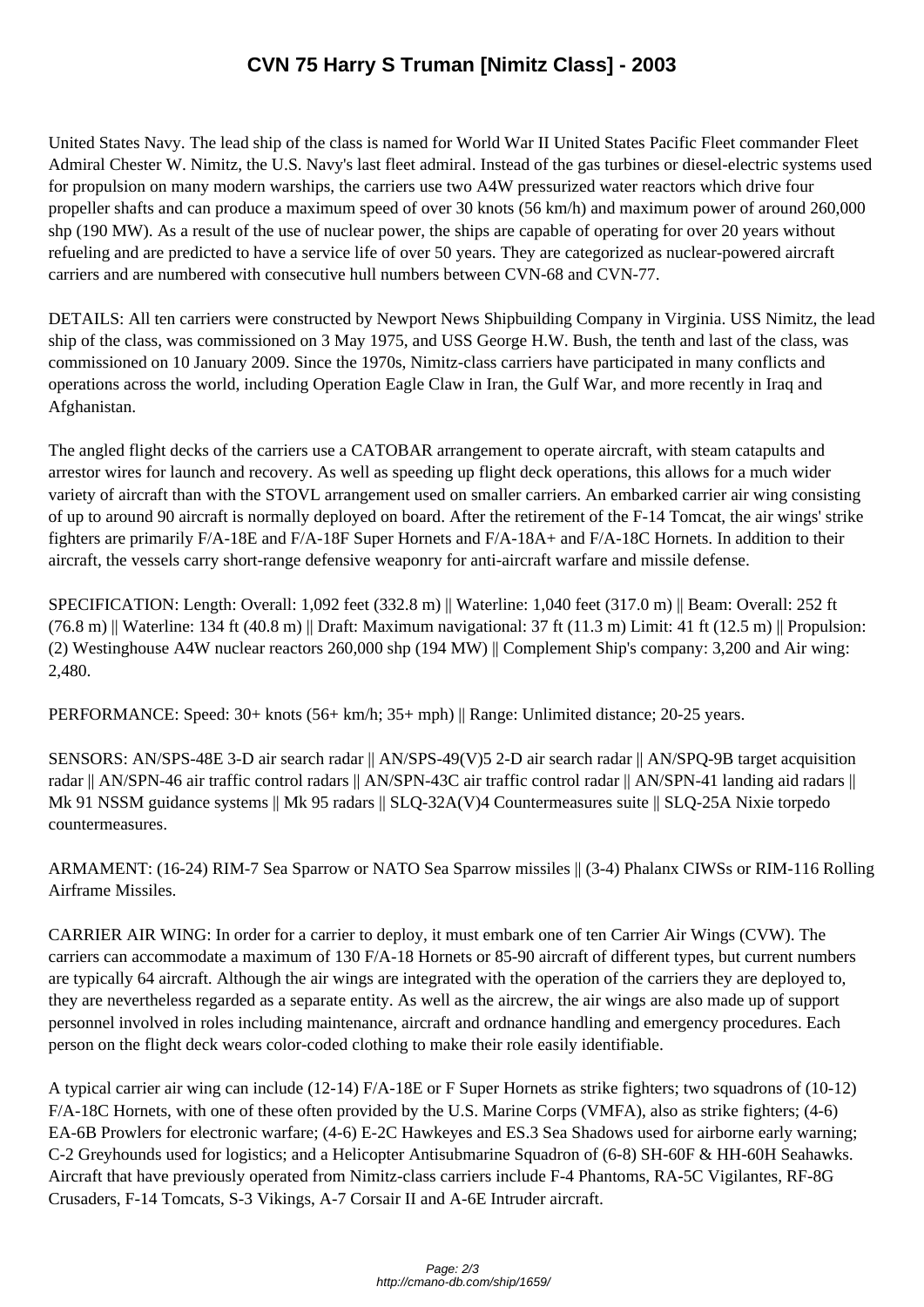# CVN 75 Harry S Truman [Nimitz Class] - 2003

United States Navy. The lead ship of the class is named for World War II United States Pacific Fleet commander Fleet Admiral Chester W. Nimitz, the U.S. Navy's last fleet admiral. Instead of the gas turbines or diesel-electric systems used for propulsion on many modern warships, the carriers use two A4W pressurized water reactors which drive four propeller shafts and can produce a maximum speed of over 30 knots (56 km/h) and maximum power of around 260,000 shp (190 MW). As a result of the use of nuclear power, the ships are capable of operating for over 20 years without refueling and are predicted to have a service life of over 50 years. They are categorized as nuclear-powered aircraft carriers and are numbered with consecutive hull numbers between CVN-68 and CVN-77.

DETAILS: All ten carriers were constructed by Newport News Shipbuilding Company in Virginia. USS Nimitz, the lead ship of the class, was commissioned on 3 May 1975, and USS George H.W. Bush, the tenth and last of the class, was commissioned on 10 January 2009. Since the 1970s, Nimitz-class carriers have participated in many conflicts and operations across the world, including Operation Eagle Claw in Iran, the Gulf War, and more recently in Iraq and Afghanistan.

The angled flight decks of the carriers use a CATOBAR arrangement to operate aircraft, with steam catapults and arrestor wires for launch and recovery. As well as speeding up flight deck operations, this allows for a much wider variety of aircraft than with the STOVL arrangement used on smaller carriers. An embarked carrier air wing consisting of up to around 90 aircraft is normally deployed on board. After the retirement of the F-14 Tomcat, the air wings' strike fighters are primarily F/A-18E and F/A-18F Super Hornets and F/A-18A+ and F/A-18C Hornets. In addition to their aircraft, the vessels carry short-range defensive weaponry for anti-aircraft warfare and missile defense.

SPECIFICATION: Length: Overall: 1,092 feet (332.8 m) || Waterline: 1,040 feet (317.0 m) || Beam: Overall: 252 ft (76.8 m) || Waterline: 134 ft (40.8 m) || Draft: Maximum navigational: 37 ft (11.3 m) Limit: 41 ft (12.5 m) || Propulsion: (2) Westinghouse A4W nuclear reactors 260,000 shp (194 MW) || Complement Ship's company: 3,200 and Air wing: 2,480.

PERFORMANCE: Speed: 30+ knots (56+ km/h; 35+ mph) || Range: Unlimited distance; 20-25 years.

SENSORS: AN/SPS-48E 3-D air search radar || AN/SPS-49(V)5 2-D air search radar || AN/SPQ-9B target acquisition radar || AN/SPN-46 air traffic control radars || AN/SPN-43C air traffic control radar || AN/SPN-41 landing aid radars || Mk 91 NSSM guidance systems || Mk 95 radars || SLQ-32A(V)4 Countermeasures suite || SLQ-25A Nixie torpedo countermeasures.

ARMAMENT: (16-24) RIM-7 Sea Sparrow or NATO Sea Sparrow missiles || (3-4) Phalanx CIWSs or RIM-116 Rolling Airframe Missiles.

CARRIER AIR WING: In order for a carrier to deploy, it must embark one of ten Carrier Air Wings (CVW). The carriers can accommodate a maximum of 130 F/A-18 Hornets or 85-90 aircraft of different types, but current numbers are typically 64 aircraft. Although the air wings are integrated with the operation of the carriers they are deployed to, they are nevertheless regarded as a separate entity. As well as the aircrew, the air wings are also made up of support personnel involved in roles including maintenance, aircraft and ordnance handling and emergency procedures. Each person on the flight deck wears color-coded clothing to make their role easily identifiable.

A typical carrier air wing can include (12-14) F/A-18E or F Super Hornets as strike fighters; two squadrons of (10-12) F/A-18C Hornets, with one of these often provided by the U.S. Marine Corps (VMFA), also as strike fighters; (4-6) EA-6B Prowlers for electronic warfare; (4-6) E-2C Hawkeyes and ES.3 Sea Shadows used for airborne early warning; C-2 Greyhounds used for logistics; and a Helicopter Antisubmarine Squadron of (6-8) SH-60F & HH-60H Seahawks. Aircraft that have previously operated from Nimitz-class carriers include F-4 Phantoms, RA-5C Vigilantes, RF-8G Crusaders, F-14 Tomcats, S-3 Vikings, A-7 Corsair II and A-6E Intruder aircraft.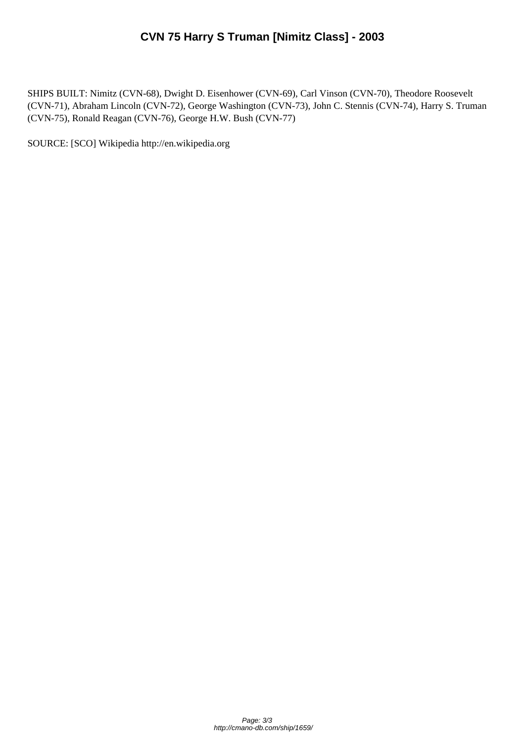SHIPS BUILT: Nimitz (CVN-68), Dwight D. Eisenhower (CVN-69), Carl Vinson (CVN-70), Theodore Roosevelt (CVN-71), Abraham Lincoln (CVN-72), George Washington (CVN-73), John C. Stennis (CVN-74), Harry S. Truman (CVN-75), Ronald Reagan (CVN-76), George H.W. Bush (CVN-77)

SOURCE: [SCO] Wikipedia http://en.wikipedia.org